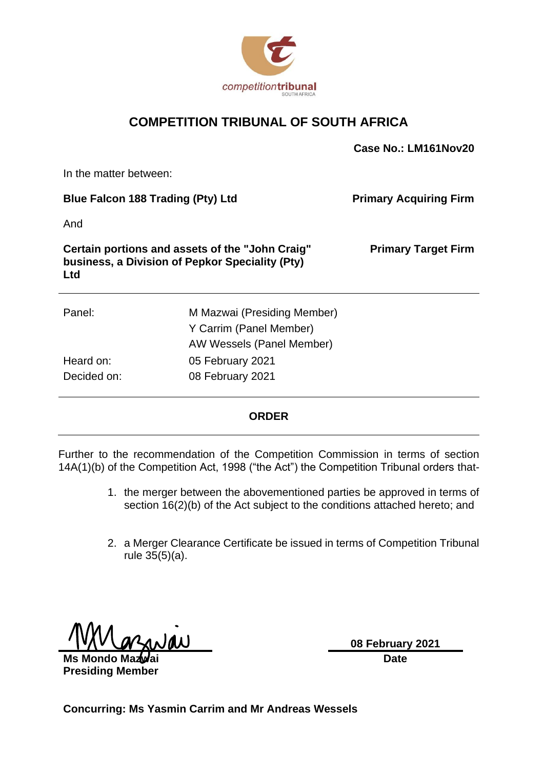competitiontribunal SOUTH AFRICA

# COMPETITION TRIBUNAL OF SOUTH AFRICA

**Case No.: LM161Nov20**

In the matter between:

| | |
|---|---|
| **Blue Falcon 188 Trading (Pty) Ltd** | **Primary Acquiring Firm** |
| And | |
| **Certain portions and assets of the "John Craig" business, a Division of Pepkor Speciality (Pty) Ltd** | **Primary Target Firm** |

| | |
|---|---|
| Panel: | M Mazwai (Presiding Member) |
| | Y Carrim (Panel Member) |
| | AW Wessels (Panel Member) |
| Heard on: | 05 February 2021 |
| Decided on: | 08 February 2021 |

## ORDER

Further to the recommendation of the Competition Commission in terms of section 14A(1)(b) of the Competition Act, 1998 ("the Act") the Competition Tribunal orders that-

1. the merger between the abovementioned parties be approved in terms of section 16(2)(b) of the Act subject to the conditions attached hereto; and

2. a Merger Clearance Certificate be issued in terms of Competition Tribunal rule 35(5)(a).

**Ms Mondo Mazwai**
**Presiding Member**

**08 February 2021**
**Date**

**Concurring: Ms Yasmin Carrim and Mr Andreas Wessels**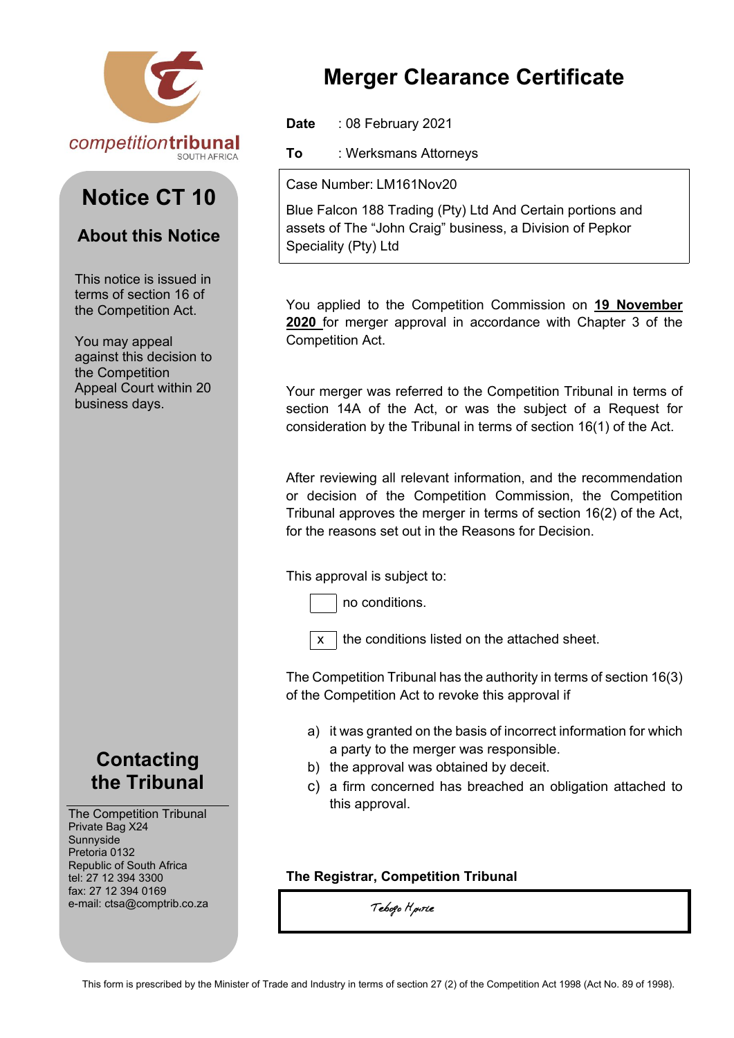competitiontribunal
SOUTH AFRICA

# Notice CT 10

## About this Notice

This notice is issued in terms of section 16 of the Competition Act.

You may appeal against this decision to the Competition Appeal Court within 20 business days.

# Merger Clearance Certificate

**Date** : 08 February 2021

**To** : Werksmans Attorneys

Case Number: LM161Nov20

Blue Falcon 188 Trading (Pty) Ltd And Certain portions and assets of The "John Craig" business, a Division of Pepkor Speciality (Pty) Ltd

You applied to the Competition Commission on **19 November 2020** for merger approval in accordance with Chapter 3 of the Competition Act.

Your merger was referred to the Competition Tribunal in terms of section 14A of the Act, or was the subject of a Request for consideration by the Tribunal in terms of section 16(1) of the Act.

After reviewing all relevant information, and the recommendation or decision of the Competition Commission, the Competition Tribunal approves the merger in terms of section 16(2) of the Act, for the reasons set out in the Reasons for Decision.

This approval is subject to:

- [ ] no conditions.
- [x] the conditions listed on the attached sheet.

The Competition Tribunal has the authority in terms of section 16(3) of the Competition Act to revoke this approval if

a) it was granted on the basis of incorrect information for which a party to the merger was responsible.
b) the approval was obtained by deceit.
c) a firm concerned has breached an obligation attached to this approval.

## Contacting the Tribunal

The Competition Tribunal
Private Bag X24
Sunnyside
Pretoria 0132
Republic of South Africa
tel: 27 12 394 3300
fax: 27 12 394 0169
e-mail: ctsa@comptrib.co.za

**The Registrar, Competition Tribunal**

Tebogo Mputle

This form is prescribed by the Minister of Trade and Industry in terms of section 27 (2) of the Competition Act 1998 (Act No. 89 of 1998).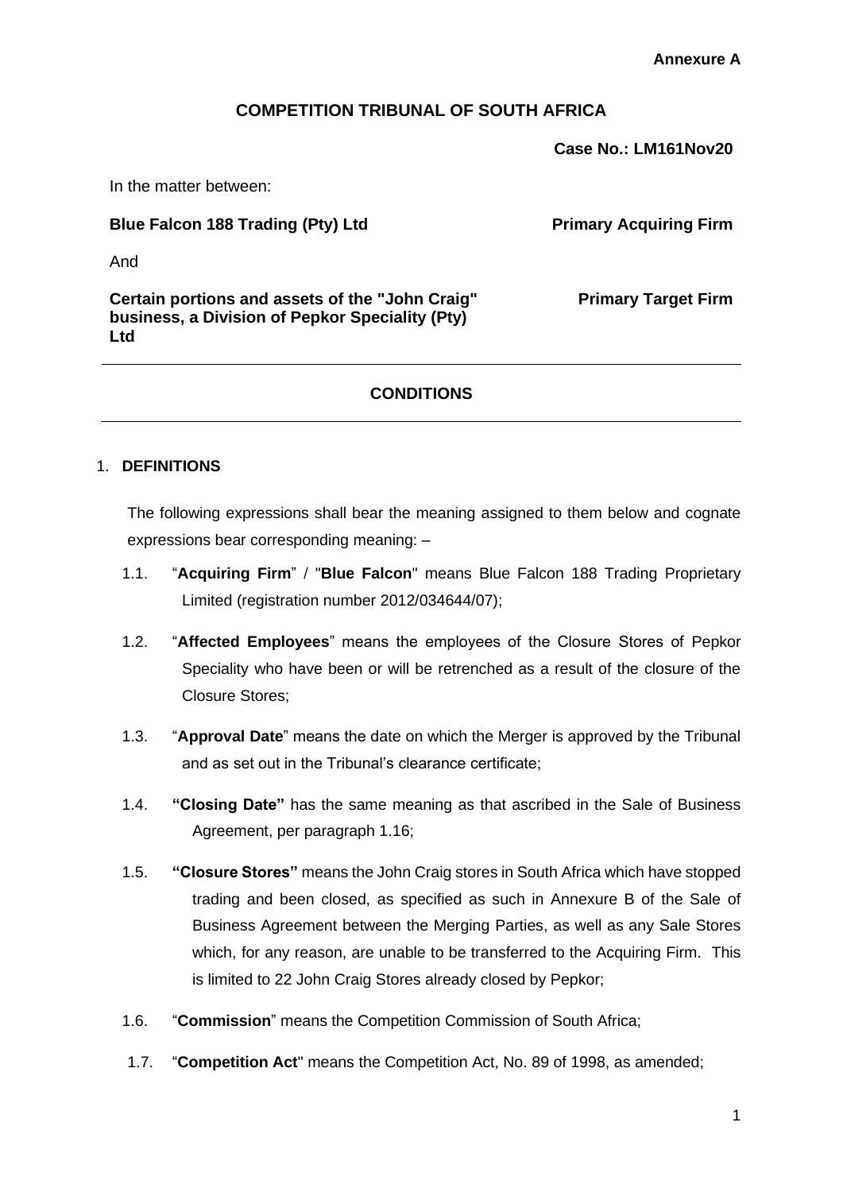**Annexure A**

## COMPETITION TRIBUNAL OF SOUTH AFRICA

**Case No.: LM161Nov20**

In the matter between:

**Blue Falcon 188 Trading (Pty) Ltd** — **Primary Acquiring Firm**

And

**Certain portions and assets of the "John Craig" business, a Division of Pepkor Speciality (Pty) Ltd** — **Primary Target Firm**

---

### CONDITIONS

---

1. **DEFINITIONS**

   The following expressions shall bear the meaning assigned to them below and cognate expressions bear corresponding meaning: –

   1.1. "**Acquiring Firm**" / "**Blue Falcon**" means Blue Falcon 188 Trading Proprietary Limited (registration number 2012/034644/07);

   1.2. "**Affected Employees**" means the employees of the Closure Stores of Pepkor Speciality who have been or will be retrenched as a result of the closure of the Closure Stores;

   1.3. "**Approval Date**" means the date on which the Merger is approved by the Tribunal and as set out in the Tribunal's clearance certificate;

   1.4. **"Closing Date"** has the same meaning as that ascribed in the Sale of Business Agreement, per paragraph 1.16;

   1.5. **"Closure Stores"** means the John Craig stores in South Africa which have stopped trading and been closed, as specified as such in Annexure B of the Sale of Business Agreement between the Merging Parties, as well as any Sale Stores which, for any reason, are unable to be transferred to the Acquiring Firm. This is limited to 22 John Craig Stores already closed by Pepkor;

   1.6. "**Commission**" means the Competition Commission of South Africa;

   1.7. "**Competition Act**" means the Competition Act, No. 89 of 1998, as amended;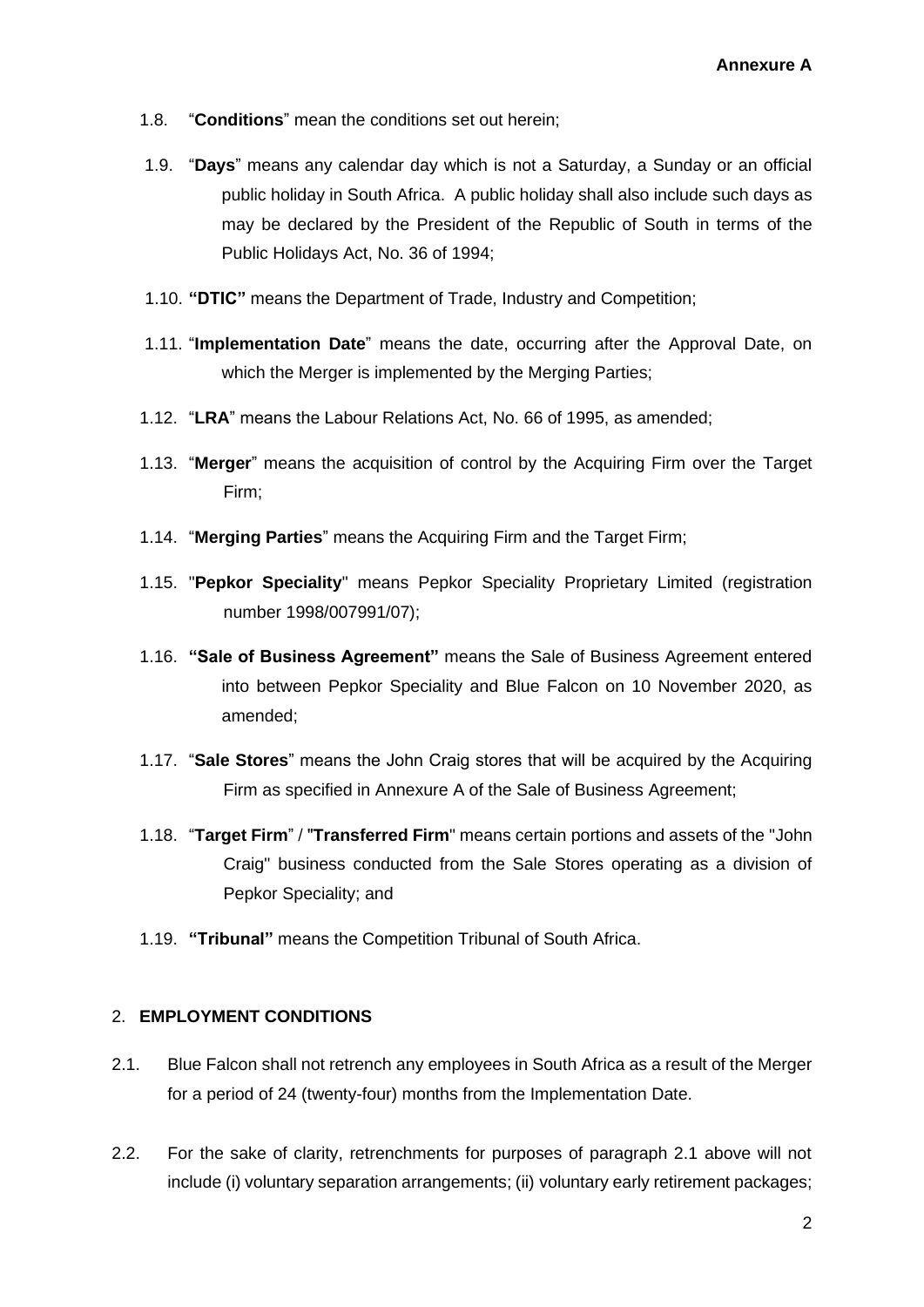1.8. "**Conditions**" mean the conditions set out herein;

1.9. "**Days**" means any calendar day which is not a Saturday, a Sunday or an official public holiday in South Africa. A public holiday shall also include such days as may be declared by the President of the Republic of South in terms of the Public Holidays Act, No. 36 of 1994;

1.10. **"DTIC"** means the Department of Trade, Industry and Competition;

1.11. "**Implementation Date**" means the date, occurring after the Approval Date, on which the Merger is implemented by the Merging Parties;

1.12. "**LRA**" means the Labour Relations Act, No. 66 of 1995, as amended;

1.13. "**Merger**" means the acquisition of control by the Acquiring Firm over the Target Firm;

1.14. "**Merging Parties**" means the Acquiring Firm and the Target Firm;

1.15. "**Pepkor Speciality**" means Pepkor Speciality Proprietary Limited (registration number 1998/007991/07);

1.16. **"Sale of Business Agreement"** means the Sale of Business Agreement entered into between Pepkor Speciality and Blue Falcon on 10 November 2020, as amended;

1.17. "**Sale Stores**" means the John Craig stores that will be acquired by the Acquiring Firm as specified in Annexure A of the Sale of Business Agreement;

1.18. "**Target Firm**" / "**Transferred Firm**" means certain portions and assets of the "John Craig" business conducted from the Sale Stores operating as a division of Pepkor Speciality; and

1.19. **"Tribunal"** means the Competition Tribunal of South Africa.

## 2. EMPLOYMENT CONDITIONS

2.1. Blue Falcon shall not retrench any employees in South Africa as a result of the Merger for a period of 24 (twenty-four) months from the Implementation Date.

2.2. For the sake of clarity, retrenchments for purposes of paragraph 2.1 above will not include (i) voluntary separation arrangements; (ii) voluntary early retirement packages;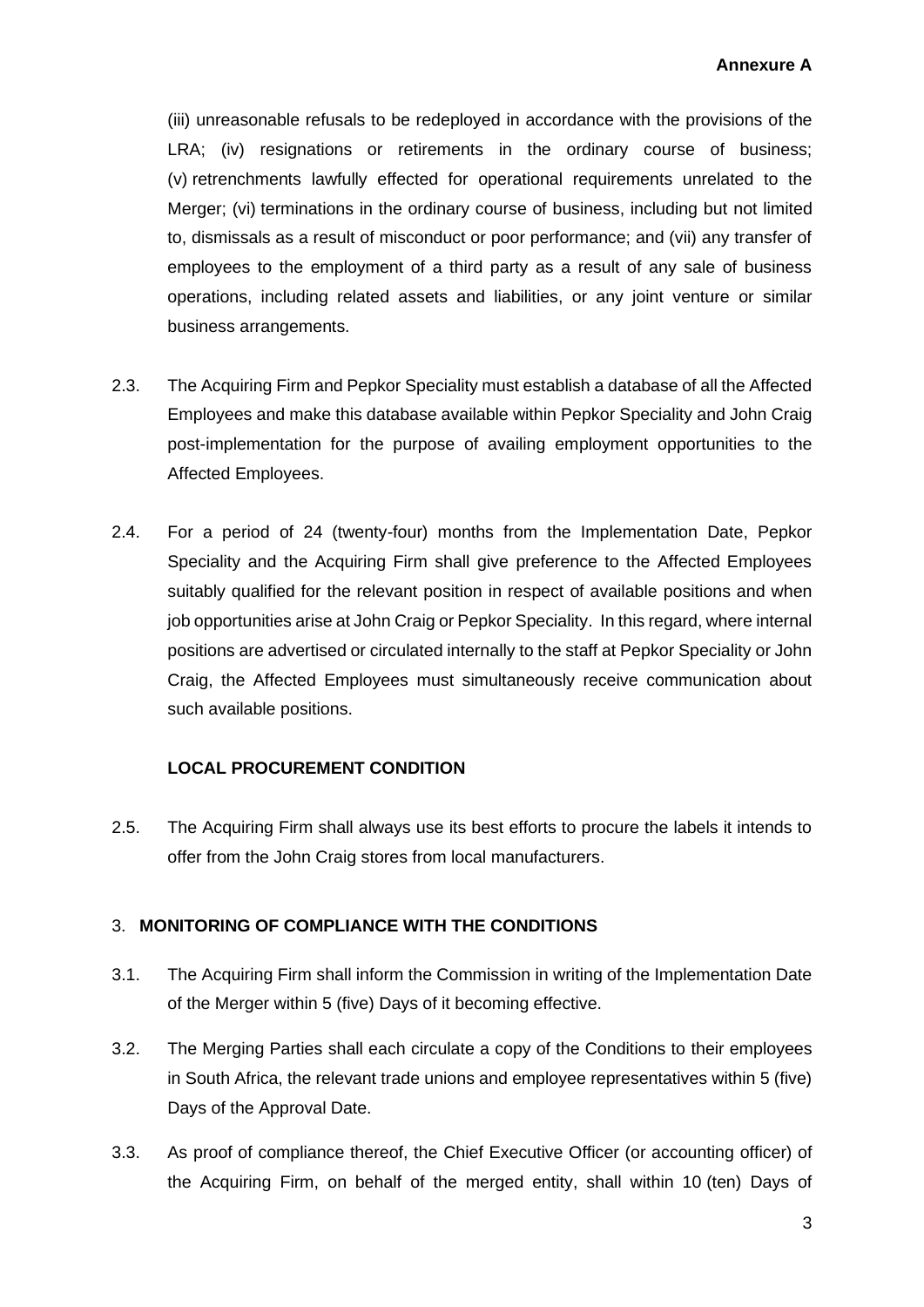(iii) unreasonable refusals to be redeployed in accordance with the provisions of the LRA; (iv) resignations or retirements in the ordinary course of business; (v) retrenchments lawfully effected for operational requirements unrelated to the Merger; (vi) terminations in the ordinary course of business, including but not limited to, dismissals as a result of misconduct or poor performance; and (vii) any transfer of employees to the employment of a third party as a result of any sale of business operations, including related assets and liabilities, or any joint venture or similar business arrangements.

2.3. The Acquiring Firm and Pepkor Speciality must establish a database of all the Affected Employees and make this database available within Pepkor Speciality and John Craig post-implementation for the purpose of availing employment opportunities to the Affected Employees.

2.4. For a period of 24 (twenty-four) months from the Implementation Date, Pepkor Speciality and the Acquiring Firm shall give preference to the Affected Employees suitably qualified for the relevant position in respect of available positions and when job opportunities arise at John Craig or Pepkor Speciality. In this regard, where internal positions are advertised or circulated internally to the staff at Pepkor Speciality or John Craig, the Affected Employees must simultaneously receive communication about such available positions.

**LOCAL PROCUREMENT CONDITION**

2.5. The Acquiring Firm shall always use its best efforts to procure the labels it intends to offer from the John Craig stores from local manufacturers.

## 3. MONITORING OF COMPLIANCE WITH THE CONDITIONS

3.1. The Acquiring Firm shall inform the Commission in writing of the Implementation Date of the Merger within 5 (five) Days of it becoming effective.

3.2. The Merging Parties shall each circulate a copy of the Conditions to their employees in South Africa, the relevant trade unions and employee representatives within 5 (five) Days of the Approval Date.

3.3. As proof of compliance thereof, the Chief Executive Officer (or accounting officer) of the Acquiring Firm, on behalf of the merged entity, shall within 10 (ten) Days of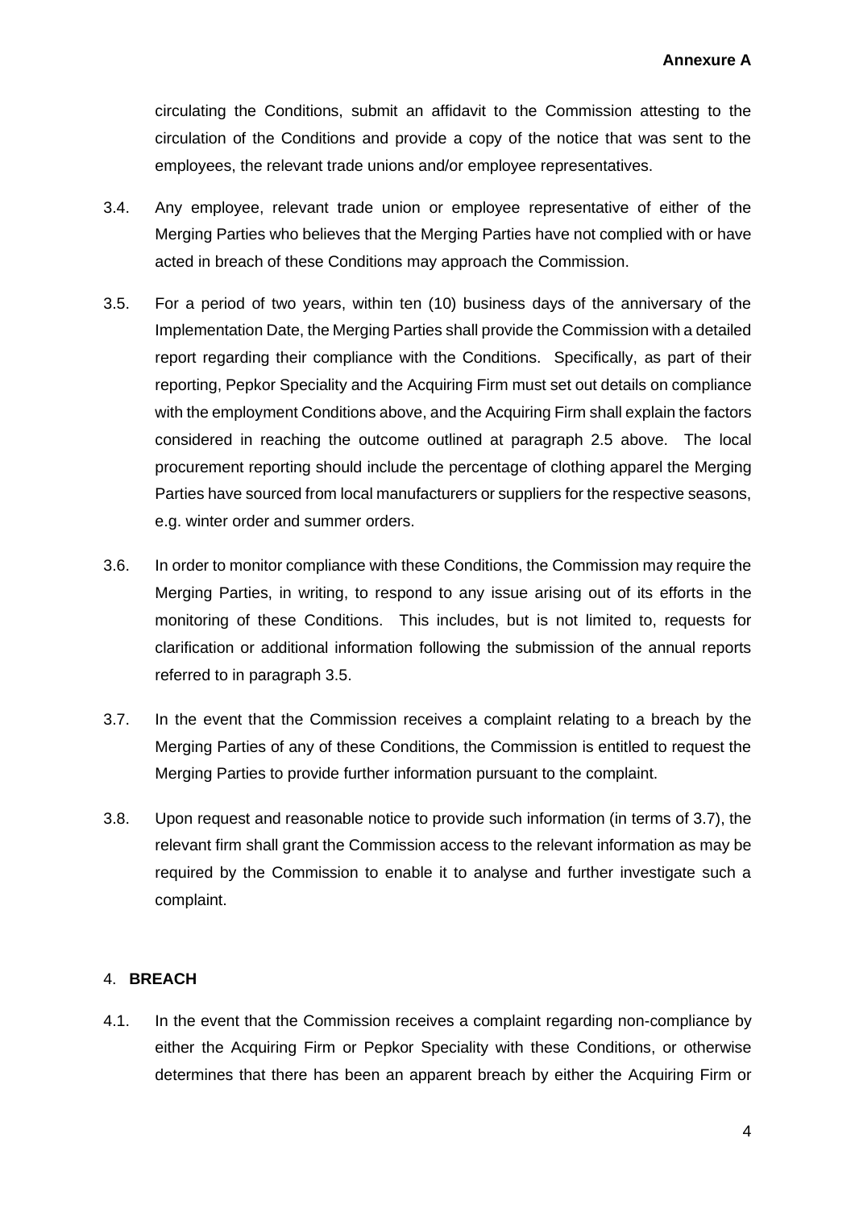circulating the Conditions, submit an affidavit to the Commission attesting to the circulation of the Conditions and provide a copy of the notice that was sent to the employees, the relevant trade unions and/or employee representatives.

3.4. Any employee, relevant trade union or employee representative of either of the Merging Parties who believes that the Merging Parties have not complied with or have acted in breach of these Conditions may approach the Commission.

3.5. For a period of two years, within ten (10) business days of the anniversary of the Implementation Date, the Merging Parties shall provide the Commission with a detailed report regarding their compliance with the Conditions. Specifically, as part of their reporting, Pepkor Speciality and the Acquiring Firm must set out details on compliance with the employment Conditions above, and the Acquiring Firm shall explain the factors considered in reaching the outcome outlined at paragraph 2.5 above. The local procurement reporting should include the percentage of clothing apparel the Merging Parties have sourced from local manufacturers or suppliers for the respective seasons, e.g. winter order and summer orders.

3.6. In order to monitor compliance with these Conditions, the Commission may require the Merging Parties, in writing, to respond to any issue arising out of its efforts in the monitoring of these Conditions. This includes, but is not limited to, requests for clarification or additional information following the submission of the annual reports referred to in paragraph 3.5.

3.7. In the event that the Commission receives a complaint relating to a breach by the Merging Parties of any of these Conditions, the Commission is entitled to request the Merging Parties to provide further information pursuant to the complaint.

3.8. Upon request and reasonable notice to provide such information (in terms of 3.7), the relevant firm shall grant the Commission access to the relevant information as may be required by the Commission to enable it to analyse and further investigate such a complaint.

## 4. BREACH

4.1. In the event that the Commission receives a complaint regarding non-compliance by either the Acquiring Firm or Pepkor Speciality with these Conditions, or otherwise determines that there has been an apparent breach by either the Acquiring Firm or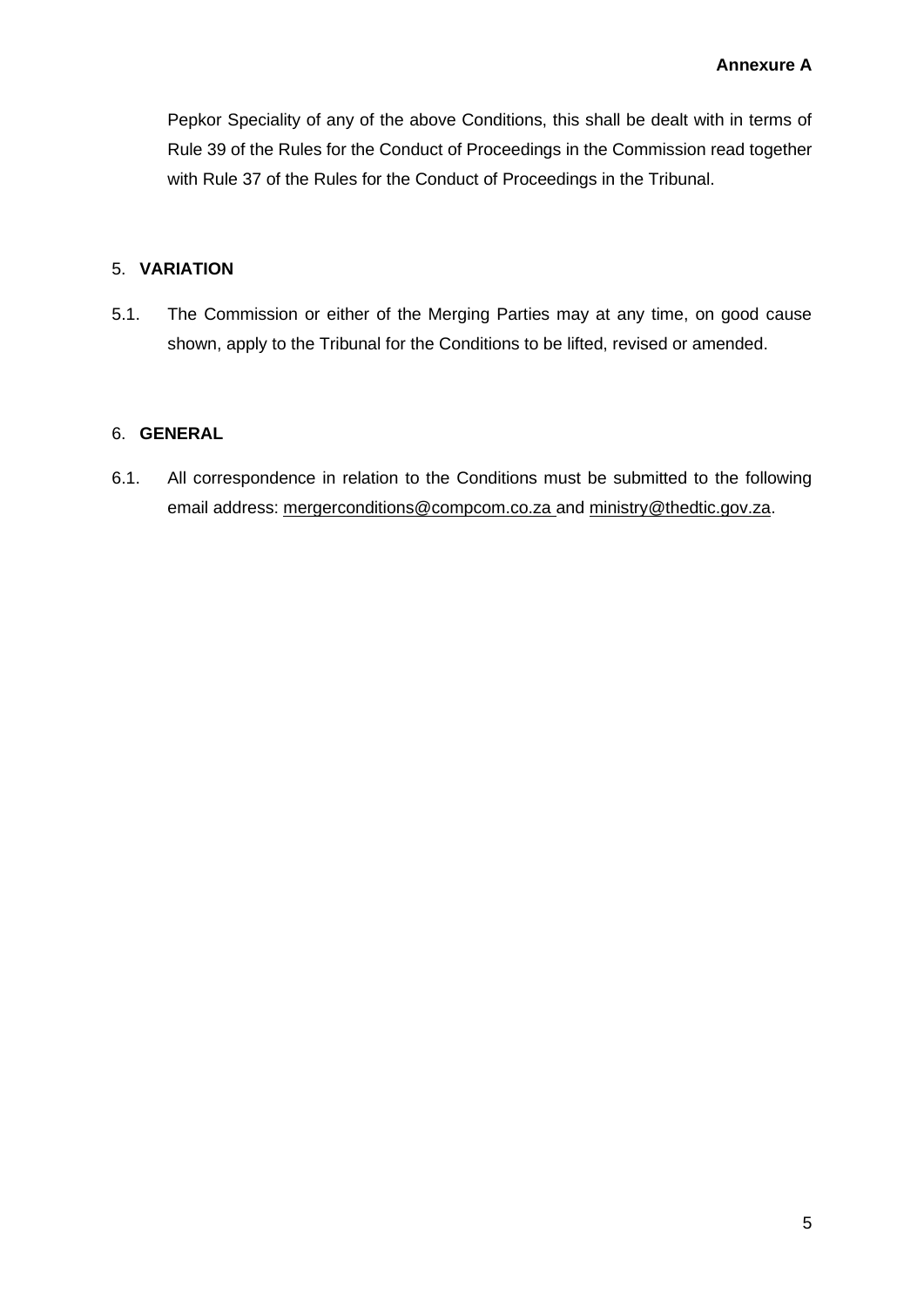Pepkor Speciality of any of the above Conditions, this shall be dealt with in terms of Rule 39 of the Rules for the Conduct of Proceedings in the Commission read together with Rule 37 of the Rules for the Conduct of Proceedings in the Tribunal.

## 5. VARIATION

5.1. The Commission or either of the Merging Parties may at any time, on good cause shown, apply to the Tribunal for the Conditions to be lifted, revised or amended.

## 6. GENERAL

6.1. All correspondence in relation to the Conditions must be submitted to the following email address: mergerconditions@compcom.co.za and ministry@thedtic.gov.za.